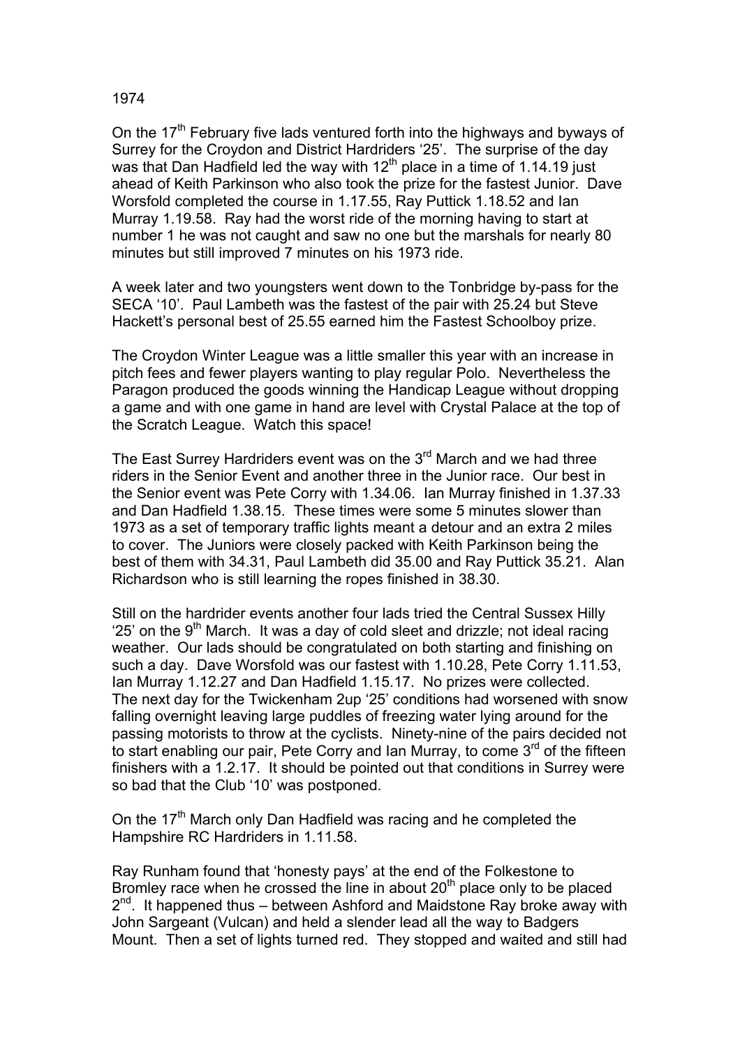1974

On the 17th February five lads ventured forth into the highways and byways of Surrey for the Croydon and District Hardriders '25'. The surprise of the day was that Dan Hadfield led the way with 12th place in a time of 1.14.19 just ahead of Keith Parkinson who also took the prize for the fastest Junior. Dave Worsfold completed the course in 1.17.55, Ray Puttick 1.18.52 and Ian Murray 1.19.58. Ray had the worst ride of the morning having to start at number 1 he was not caught and saw no one but the marshals for nearly 80 minutes but still improved 7 minutes on his 1973 ride.

A week later and two youngsters went down to the Tonbridge by-pass for the SECA '10'. Paul Lambeth was the fastest of the pair with 25.24 but Steve Hackett's personal best of 25.55 earned him the Fastest Schoolboy prize.

The Croydon Winter League was a little smaller this year with an increase in pitch fees and fewer players wanting to play regular Polo. Nevertheless the Paragon produced the goods winning the Handicap League without dropping a game and with one game in hand are level with Crystal Palace at the top of the Scratch League. Watch this space!

The East Surrey Hardriders event was on the 3rd March and we had three riders in the Senior Event and another three in the Junior race. Our best in the Senior event was Pete Corry with 1.34.06. Ian Murray finished in 1.37.33 and Dan Hadfield 1.38.15. These times were some 5 minutes slower than 1973 as a set of temporary traffic lights meant a detour and an extra 2 miles to cover. The Juniors were closely packed with Keith Parkinson being the best of them with 34.31, Paul Lambeth did 35.00 and Ray Puttick 35.21. Alan Richardson who is still learning the ropes finished in 38.30.

Still on the hardrider events another four lads tried the Central Sussex Hilly '25' on the 9th March. It was a day of cold sleet and drizzle; not ideal racing weather. Our lads should be congratulated on both starting and finishing on such a day. Dave Worsfold was our fastest with 1.10.28, Pete Corry 1.11.53, Ian Murray 1.12.27 and Dan Hadfield 1.15.17. No prizes were collected.
The next day for the Twickenham 2up '25' conditions had worsened with snow falling overnight leaving large puddles of freezing water lying around for the passing motorists to throw at the cyclists. Ninety-nine of the pairs decided not to start enabling our pair, Pete Corry and Ian Murray, to come 3rd of the fifteen finishers with a 1.2.17. It should be pointed out that conditions in Surrey were so bad that the Club '10' was postponed.

On the 17th March only Dan Hadfield was racing and he completed the Hampshire RC Hardriders in 1.11.58.

Ray Runham found that 'honesty pays' at the end of the Folkestone to Bromley race when he crossed the line in about 20th place only to be placed 2nd. It happened thus – between Ashford and Maidstone Ray broke away with John Sargeant (Vulcan) and held a slender lead all the way to Badgers Mount. Then a set of lights turned red. They stopped and waited and still had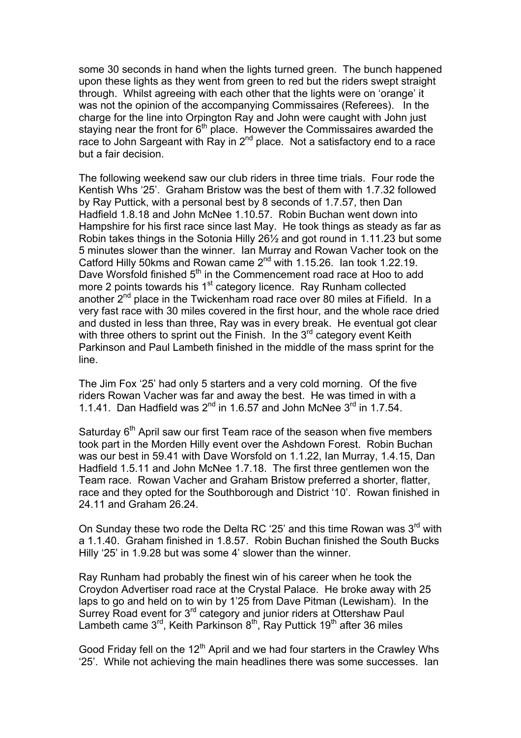some 30 seconds in hand when the lights turned green. The bunch happened upon these lights as they went from green to red but the riders swept straight through. Whilst agreeing with each other that the lights were on 'orange' it was not the opinion of the accompanying Commissaires (Referees). In the charge for the line into Orpington Ray and John were caught with John just staying near the front for 6th place. However the Commissaires awarded the race to John Sargeant with Ray in 2nd place. Not a satisfactory end to a race but a fair decision.

The following weekend saw our club riders in three time trials. Four rode the Kentish Whs '25'. Graham Bristow was the best of them with 1.7.32 followed by Ray Puttick, with a personal best by 8 seconds of 1.7.57, then Dan Hadfield 1.8.18 and John McNee 1.10.57. Robin Buchan went down into Hampshire for his first race since last May. He took things as steady as far as Robin takes things in the Sotonia Hilly 26½ and got round in 1.11.23 but some 5 minutes slower than the winner. Ian Murray and Rowan Vacher took on the Catford Hilly 50kms and Rowan came 2nd with 1.15.26. Ian took 1.22.19. Dave Worsfold finished 5th in the Commencement road race at Hoo to add more 2 points towards his 1st category licence. Ray Runham collected another 2nd place in the Twickenham road race over 80 miles at Fifield. In a very fast race with 30 miles covered in the first hour, and the whole race dried and dusted in less than three, Ray was in every break. He eventual got clear with three others to sprint out the Finish. In the 3rd category event Keith Parkinson and Paul Lambeth finished in the middle of the mass sprint for the line.

The Jim Fox '25' had only 5 starters and a very cold morning. Of the five riders Rowan Vacher was far and away the best. He was timed in with a 1.1.41. Dan Hadfield was 2nd in 1.6.57 and John McNee 3rd in 1.7.54.

Saturday 6th April saw our first Team race of the season when five members took part in the Morden Hilly event over the Ashdown Forest. Robin Buchan was our best in 59.41 with Dave Worsfold on 1.1.22, Ian Murray, 1.4.15, Dan Hadfield 1.5.11 and John McNee 1.7.18. The first three gentlemen won the Team race. Rowan Vacher and Graham Bristow preferred a shorter, flatter, race and they opted for the Southborough and District '10'. Rowan finished in 24.11 and Graham 26.24.

On Sunday these two rode the Delta RC '25' and this time Rowan was 3rd with a 1.1.40. Graham finished in 1.8.57. Robin Buchan finished the South Bucks Hilly '25' in 1.9.28 but was some 4' slower than the winner.

Ray Runham had probably the finest win of his career when he took the Croydon Advertiser road race at the Crystal Palace. He broke away with 25 laps to go and held on to win by 1'25 from Dave Pitman (Lewisham). In the Surrey Road event for 3rd category and junior riders at Ottershaw Paul Lambeth came 3rd, Keith Parkinson 8th, Ray Puttick 19th after 36 miles

Good Friday fell on the 12th April and we had four starters in the Crawley Whs '25'. While not achieving the main headlines there was some successes. Ian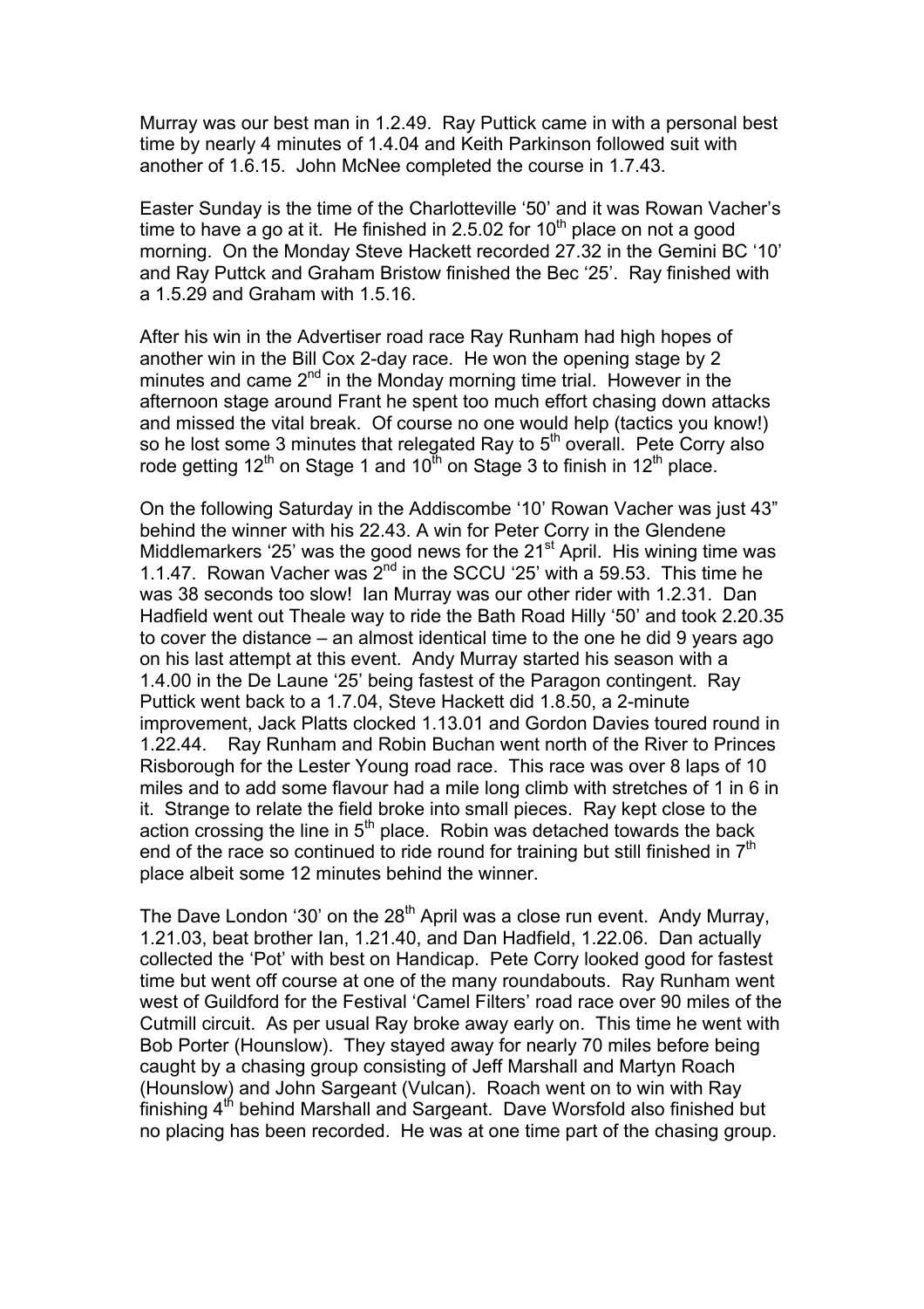Murray was our best man in 1.2.49. Ray Puttick came in with a personal best time by nearly 4 minutes of 1.4.04 and Keith Parkinson followed suit with another of 1.6.15. John McNee completed the course in 1.7.43.

Easter Sunday is the time of the Charlotteville '50' and it was Rowan Vacher's time to have a go at it. He finished in 2.5.02 for 10th place on not a good morning. On the Monday Steve Hackett recorded 27.32 in the Gemini BC '10' and Ray Puttck and Graham Bristow finished the Bec '25'. Ray finished with a 1.5.29 and Graham with 1.5.16.

After his win in the Advertiser road race Ray Runham had high hopes of another win in the Bill Cox 2-day race. He won the opening stage by 2 minutes and came 2nd in the Monday morning time trial. However in the afternoon stage around Frant he spent too much effort chasing down attacks and missed the vital break. Of course no one would help (tactics you know!) so he lost some 3 minutes that relegated Ray to 5th overall. Pete Corry also rode getting 12th on Stage 1 and 10th on Stage 3 to finish in 12th place.

On the following Saturday in the Addiscombe '10' Rowan Vacher was just 43" behind the winner with his 22.43. A win for Peter Corry in the Glendene Middlemarkers '25' was the good news for the 21st April. His wining time was 1.1.47. Rowan Vacher was 2nd in the SCCU '25' with a 59.53. This time he was 38 seconds too slow! Ian Murray was our other rider with 1.2.31. Dan Hadfield went out Theale way to ride the Bath Road Hilly '50' and took 2.20.35 to cover the distance – an almost identical time to the one he did 9 years ago on his last attempt at this event. Andy Murray started his season with a 1.4.00 in the De Laune '25' being fastest of the Paragon contingent. Ray Puttick went back to a 1.7.04, Steve Hackett did 1.8.50, a 2-minute improvement, Jack Platts clocked 1.13.01 and Gordon Davies toured round in 1.22.44. Ray Runham and Robin Buchan went north of the River to Princes Risborough for the Lester Young road race. This race was over 8 laps of 10 miles and to add some flavour had a mile long climb with stretches of 1 in 6 in it. Strange to relate the field broke into small pieces. Ray kept close to the action crossing the line in 5th place. Robin was detached towards the back end of the race so continued to ride round for training but still finished in 7th place albeit some 12 minutes behind the winner.

The Dave London '30' on the 28th April was a close run event. Andy Murray, 1.21.03, beat brother Ian, 1.21.40, and Dan Hadfield, 1.22.06. Dan actually collected the 'Pot' with best on Handicap. Pete Corry looked good for fastest time but went off course at one of the many roundabouts. Ray Runham went west of Guildford for the Festival 'Camel Filters' road race over 90 miles of the Cutmill circuit. As per usual Ray broke away early on. This time he went with Bob Porter (Hounslow). They stayed away for nearly 70 miles before being caught by a chasing group consisting of Jeff Marshall and Martyn Roach (Hounslow) and John Sargeant (Vulcan). Roach went on to win with Ray finishing 4th behind Marshall and Sargeant. Dave Worsfold also finished but no placing has been recorded. He was at one time part of the chasing group.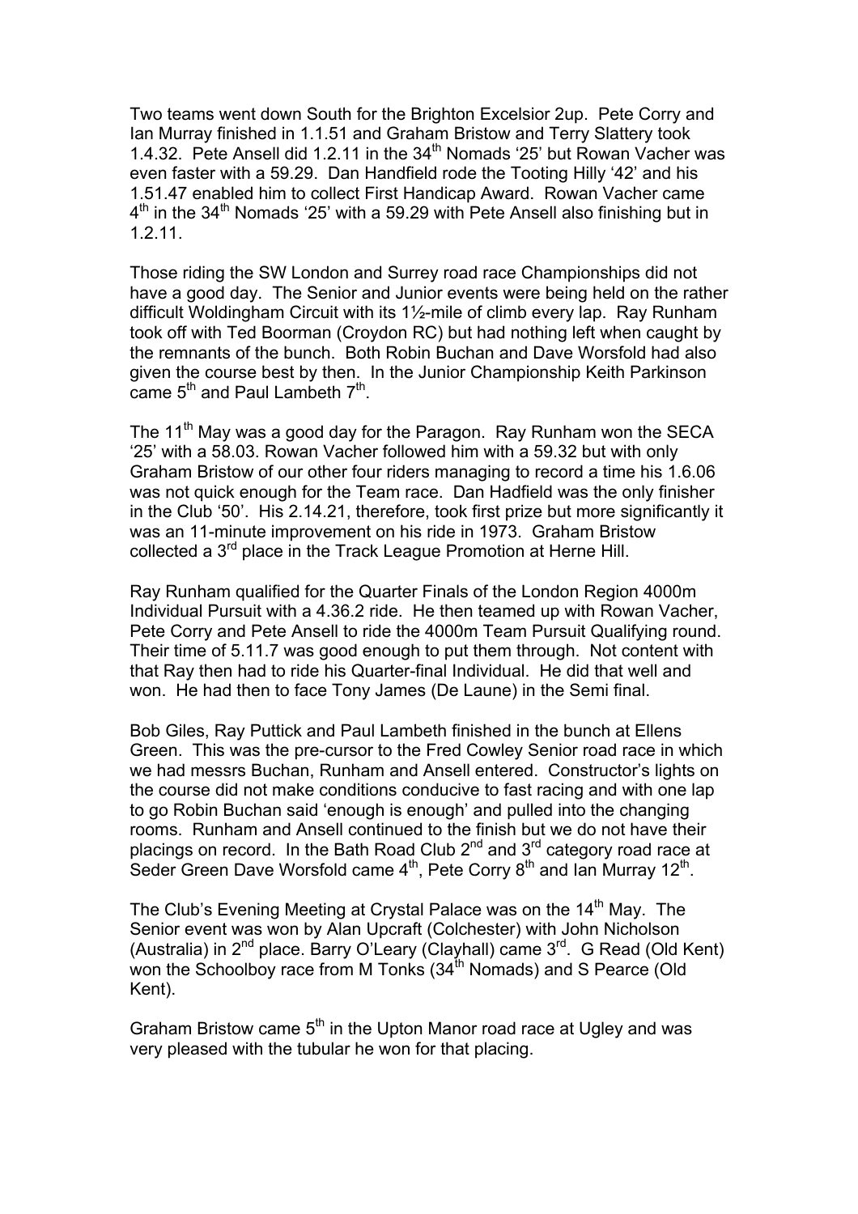Two teams went down South for the Brighton Excelsior 2up. Pete Corry and Ian Murray finished in 1.1.51 and Graham Bristow and Terry Slattery took 1.4.32. Pete Ansell did 1.2.11 in the 34th Nomads '25' but Rowan Vacher was even faster with a 59.29. Dan Handfield rode the Tooting Hilly '42' and his 1.51.47 enabled him to collect First Handicap Award. Rowan Vacher came 4th in the 34th Nomads '25' with a 59.29 with Pete Ansell also finishing but in 1.2.11.

Those riding the SW London and Surrey road race Championships did not have a good day. The Senior and Junior events were being held on the rather difficult Woldingham Circuit with its 1½-mile of climb every lap. Ray Runham took off with Ted Boorman (Croydon RC) but had nothing left when caught by the remnants of the bunch. Both Robin Buchan and Dave Worsfold had also given the course best by then. In the Junior Championship Keith Parkinson came 5th and Paul Lambeth 7th.

The 11th May was a good day for the Paragon. Ray Runham won the SECA '25' with a 58.03. Rowan Vacher followed him with a 59.32 but with only Graham Bristow of our other four riders managing to record a time his 1.6.06 was not quick enough for the Team race. Dan Hadfield was the only finisher in the Club '50'. His 2.14.21, therefore, took first prize but more significantly it was an 11-minute improvement on his ride in 1973. Graham Bristow collected a 3rd place in the Track League Promotion at Herne Hill.

Ray Runham qualified for the Quarter Finals of the London Region 4000m Individual Pursuit with a 4.36.2 ride. He then teamed up with Rowan Vacher, Pete Corry and Pete Ansell to ride the 4000m Team Pursuit Qualifying round. Their time of 5.11.7 was good enough to put them through. Not content with that Ray then had to ride his Quarter-final Individual. He did that well and won. He had then to face Tony James (De Laune) in the Semi final.

Bob Giles, Ray Puttick and Paul Lambeth finished in the bunch at Ellens Green. This was the pre-cursor to the Fred Cowley Senior road race in which we had messrs Buchan, Runham and Ansell entered. Constructor's lights on the course did not make conditions conducive to fast racing and with one lap to go Robin Buchan said 'enough is enough' and pulled into the changing rooms. Runham and Ansell continued to the finish but we do not have their placings on record. In the Bath Road Club 2nd and 3rd category road race at Seder Green Dave Worsfold came 4th, Pete Corry 8th and Ian Murray 12th.

The Club's Evening Meeting at Crystal Palace was on the 14th May. The Senior event was won by Alan Upcraft (Colchester) with John Nicholson (Australia) in 2nd place. Barry O'Leary (Clayhall) came 3rd. G Read (Old Kent) won the Schoolboy race from M Tonks (34th Nomads) and S Pearce (Old Kent).

Graham Bristow came 5th in the Upton Manor road race at Ugley and was very pleased with the tubular he won for that placing.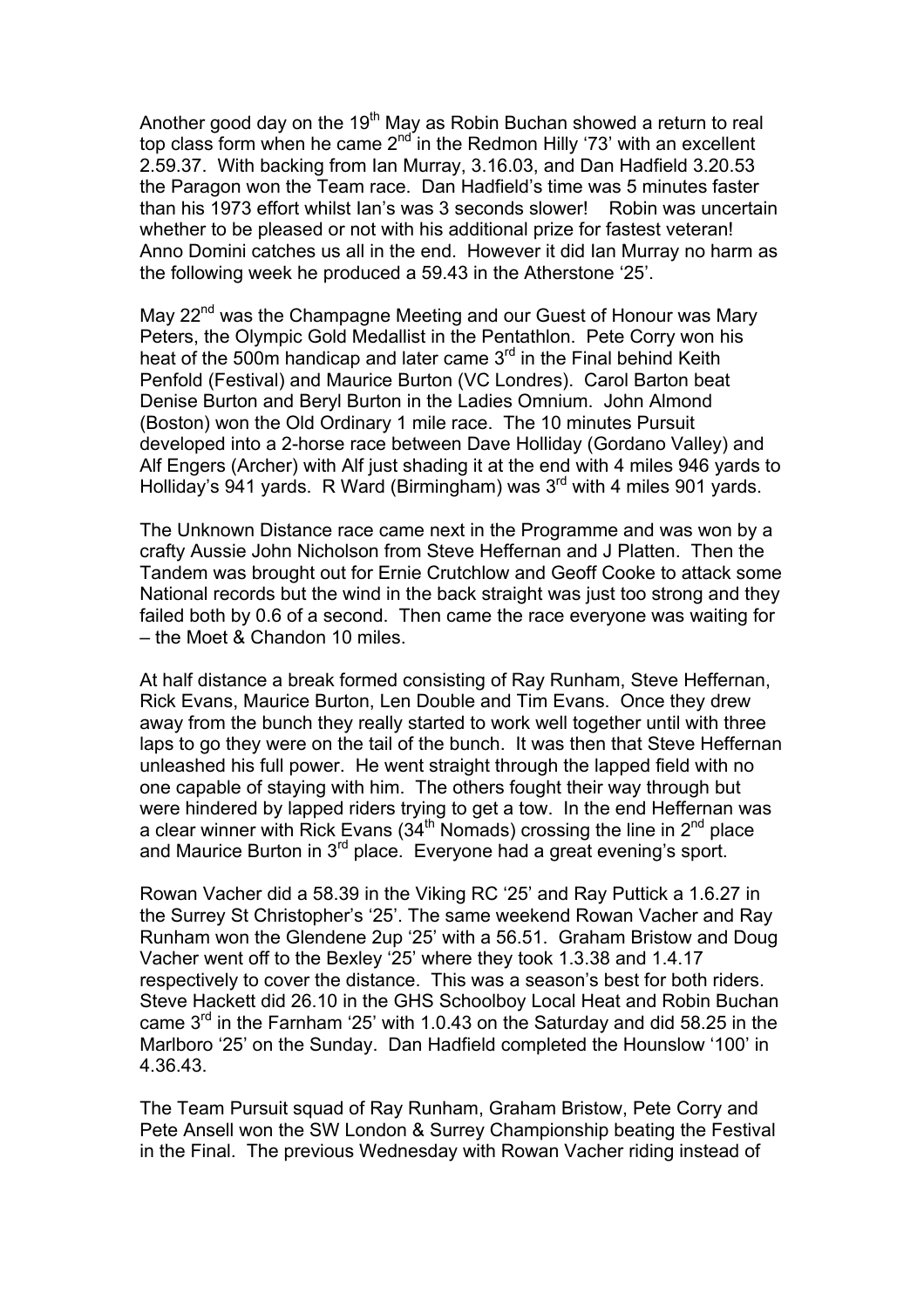Another good day on the 19th May as Robin Buchan showed a return to real top class form when he came 2nd in the Redmon Hilly '73' with an excellent 2.59.37. With backing from Ian Murray, 3.16.03, and Dan Hadfield 3.20.53 the Paragon won the Team race. Dan Hadfield's time was 5 minutes faster than his 1973 effort whilst Ian's was 3 seconds slower! Robin was uncertain whether to be pleased or not with his additional prize for fastest veteran! Anno Domini catches us all in the end. However it did Ian Murray no harm as the following week he produced a 59.43 in the Atherstone '25'.

May 22nd was the Champagne Meeting and our Guest of Honour was Mary Peters, the Olympic Gold Medallist in the Pentathlon. Pete Corry won his heat of the 500m handicap and later came 3rd in the Final behind Keith Penfold (Festival) and Maurice Burton (VC Londres). Carol Barton beat Denise Burton and Beryl Burton in the Ladies Omnium. John Almond (Boston) won the Old Ordinary 1 mile race. The 10 minutes Pursuit developed into a 2-horse race between Dave Holliday (Gordano Valley) and Alf Engers (Archer) with Alf just shading it at the end with 4 miles 946 yards to Holliday's 941 yards. R Ward (Birmingham) was 3rd with 4 miles 901 yards.

The Unknown Distance race came next in the Programme and was won by a crafty Aussie John Nicholson from Steve Heffernan and J Platten. Then the Tandem was brought out for Ernie Crutchlow and Geoff Cooke to attack some National records but the wind in the back straight was just too strong and they failed both by 0.6 of a second. Then came the race everyone was waiting for – the Moet & Chandon 10 miles.

At half distance a break formed consisting of Ray Runham, Steve Heffernan, Rick Evans, Maurice Burton, Len Double and Tim Evans. Once they drew away from the bunch they really started to work well together until with three laps to go they were on the tail of the bunch. It was then that Steve Heffernan unleashed his full power. He went straight through the lapped field with no one capable of staying with him. The others fought their way through but were hindered by lapped riders trying to get a tow. In the end Heffernan was a clear winner with Rick Evans (34th Nomads) crossing the line in 2nd place and Maurice Burton in 3rd place. Everyone had a great evening's sport.

Rowan Vacher did a 58.39 in the Viking RC '25' and Ray Puttick a 1.6.27 in the Surrey St Christopher's '25'. The same weekend Rowan Vacher and Ray Runham won the Glendene 2up '25' with a 56.51. Graham Bristow and Doug Vacher went off to the Bexley '25' where they took 1.3.38 and 1.4.17 respectively to cover the distance. This was a season's best for both riders. Steve Hackett did 26.10 in the GHS Schoolboy Local Heat and Robin Buchan came 3rd in the Farnham '25' with 1.0.43 on the Saturday and did 58.25 in the Marlboro '25' on the Sunday. Dan Hadfield completed the Hounslow '100' in 4.36.43.

The Team Pursuit squad of Ray Runham, Graham Bristow, Pete Corry and Pete Ansell won the SW London & Surrey Championship beating the Festival in the Final. The previous Wednesday with Rowan Vacher riding instead of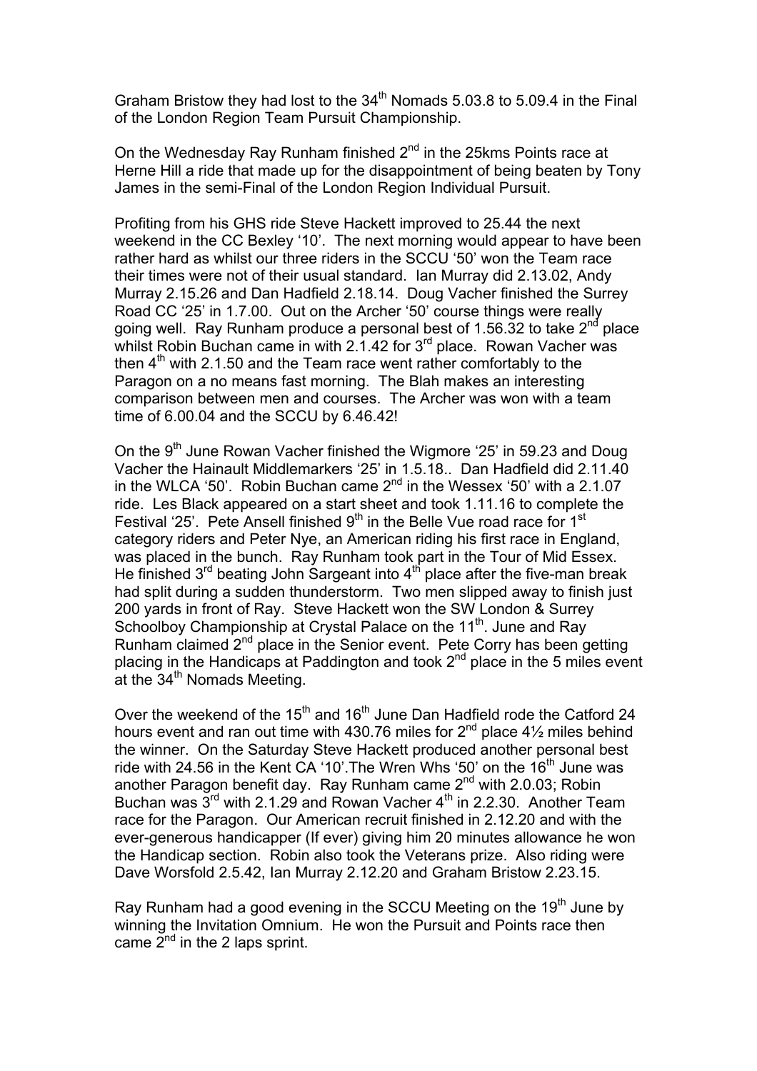Graham Bristow they had lost to the 34th Nomads 5.03.8 to 5.09.4 in the Final of the London Region Team Pursuit Championship.

On the Wednesday Ray Runham finished 2nd in the 25kms Points race at Herne Hill a ride that made up for the disappointment of being beaten by Tony James in the semi-Final of the London Region Individual Pursuit.

Profiting from his GHS ride Steve Hackett improved to 25.44 the next weekend in the CC Bexley '10'. The next morning would appear to have been rather hard as whilst our three riders in the SCCU '50' won the Team race their times were not of their usual standard. Ian Murray did 2.13.02, Andy Murray 2.15.26 and Dan Hadfield 2.18.14. Doug Vacher finished the Surrey Road CC '25' in 1.7.00. Out on the Archer '50' course things were really going well. Ray Runham produce a personal best of 1.56.32 to take 2nd place whilst Robin Buchan came in with 2.1.42 for 3rd place. Rowan Vacher was then 4th with 2.1.50 and the Team race went rather comfortably to the Paragon on a no means fast morning. The Blah makes an interesting comparison between men and courses. The Archer was won with a team time of 6.00.04 and the SCCU by 6.46.42!

On the 9th June Rowan Vacher finished the Wigmore '25' in 59.23 and Doug Vacher the Hainault Middlemarkers '25' in 1.5.18.. Dan Hadfield did 2.11.40 in the WLCA '50'. Robin Buchan came 2nd in the Wessex '50' with a 2.1.07 ride. Les Black appeared on a start sheet and took 1.11.16 to complete the Festival '25'. Pete Ansell finished 9th in the Belle Vue road race for 1st category riders and Peter Nye, an American riding his first race in England, was placed in the bunch. Ray Runham took part in the Tour of Mid Essex. He finished 3rd beating John Sargeant into 4th place after the five-man break had split during a sudden thunderstorm. Two men slipped away to finish just 200 yards in front of Ray. Steve Hackett won the SW London & Surrey Schoolboy Championship at Crystal Palace on the 11th. June and Ray Runham claimed 2nd place in the Senior event. Pete Corry has been getting placing in the Handicaps at Paddington and took 2nd place in the 5 miles event at the 34th Nomads Meeting.

Over the weekend of the 15th and 16th June Dan Hadfield rode the Catford 24 hours event and ran out time with 430.76 miles for 2nd place 4½ miles behind the winner. On the Saturday Steve Hackett produced another personal best ride with 24.56 in the Kent CA '10'.The Wren Whs '50' on the 16th June was another Paragon benefit day. Ray Runham came 2nd with 2.0.03; Robin Buchan was 3rd with 2.1.29 and Rowan Vacher 4th in 2.2.30. Another Team race for the Paragon. Our American recruit finished in 2.12.20 and with the ever-generous handicapper (If ever) giving him 20 minutes allowance he won the Handicap section. Robin also took the Veterans prize. Also riding were Dave Worsfold 2.5.42, Ian Murray 2.12.20 and Graham Bristow 2.23.15.

Ray Runham had a good evening in the SCCU Meeting on the 19th June by winning the Invitation Omnium. He won the Pursuit and Points race then came 2nd in the 2 laps sprint.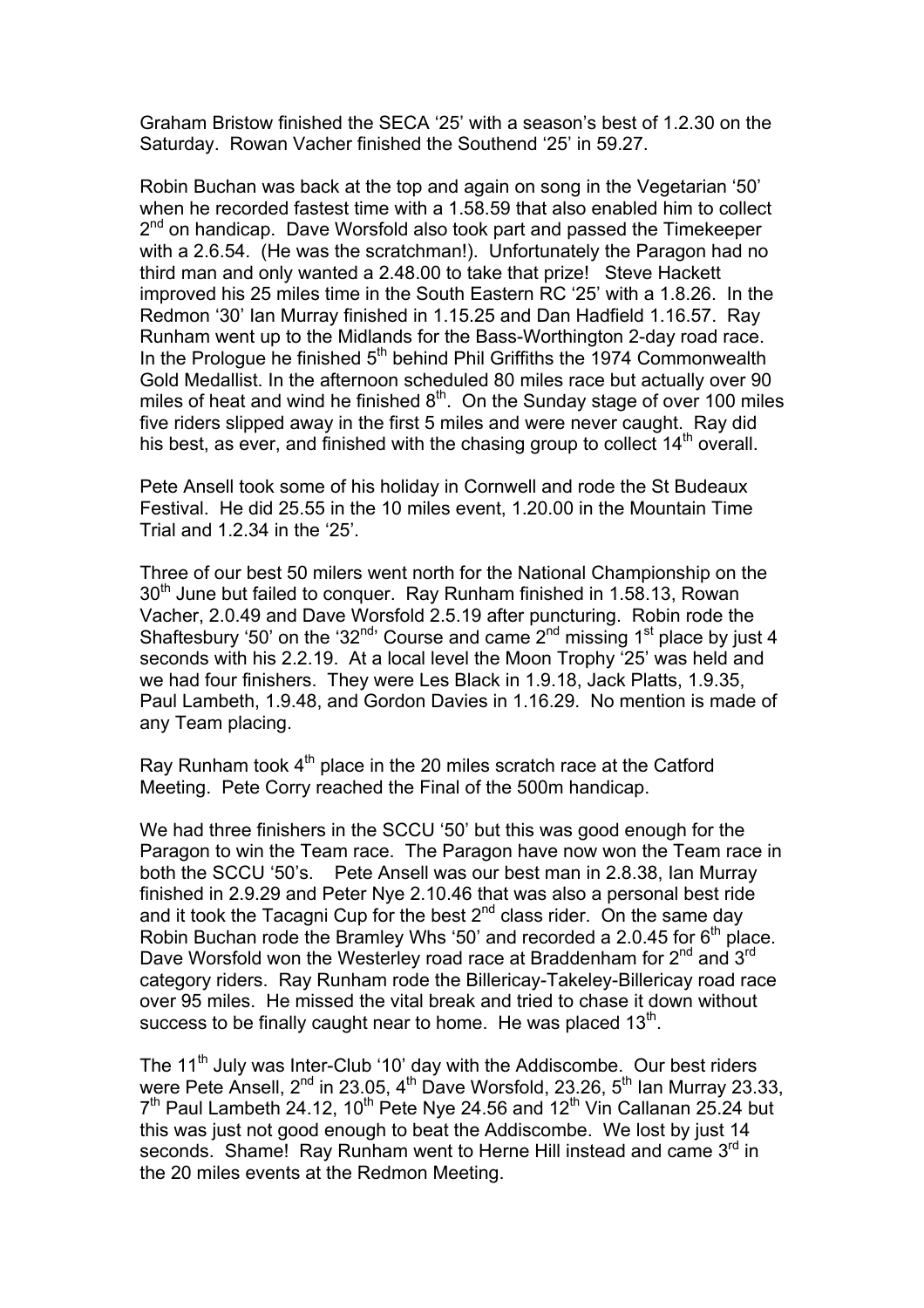Graham Bristow finished the SECA '25' with a season's best of 1.2.30 on the Saturday. Rowan Vacher finished the Southend '25' in 59.27.

Robin Buchan was back at the top and again on song in the Vegetarian '50' when he recorded fastest time with a 1.58.59 that also enabled him to collect 2nd on handicap. Dave Worsfold also took part and passed the Timekeeper with a 2.6.54. (He was the scratchman!). Unfortunately the Paragon had no third man and only wanted a 2.48.00 to take that prize! Steve Hackett improved his 25 miles time in the South Eastern RC '25' with a 1.8.26. In the Redmon '30' Ian Murray finished in 1.15.25 and Dan Hadfield 1.16.57. Ray Runham went up to the Midlands for the Bass-Worthington 2-day road race. In the Prologue he finished 5th behind Phil Griffiths the 1974 Commonwealth Gold Medallist. In the afternoon scheduled 80 miles race but actually over 90 miles of heat and wind he finished 8th. On the Sunday stage of over 100 miles five riders slipped away in the first 5 miles and were never caught. Ray did his best, as ever, and finished with the chasing group to collect 14th overall.

Pete Ansell took some of his holiday in Cornwell and rode the St Budeaux Festival. He did 25.55 in the 10 miles event, 1.20.00 in the Mountain Time Trial and 1.2.34 in the '25'.

Three of our best 50 milers went north for the National Championship on the 30th June but failed to conquer. Ray Runham finished in 1.58.13, Rowan Vacher, 2.0.49 and Dave Worsfold 2.5.19 after puncturing. Robin rode the Shaftesbury '50' on the '32nd' Course and came 2nd missing 1st place by just 4 seconds with his 2.2.19. At a local level the Moon Trophy '25' was held and we had four finishers. They were Les Black in 1.9.18, Jack Platts, 1.9.35, Paul Lambeth, 1.9.48, and Gordon Davies in 1.16.29. No mention is made of any Team placing.

Ray Runham took 4th place in the 20 miles scratch race at the Catford Meeting. Pete Corry reached the Final of the 500m handicap.

We had three finishers in the SCCU '50' but this was good enough for the Paragon to win the Team race. The Paragon have now won the Team race in both the SCCU '50's. Pete Ansell was our best man in 2.8.38, Ian Murray finished in 2.9.29 and Peter Nye 2.10.46 that was also a personal best ride and it took the Tacagni Cup for the best 2nd class rider. On the same day Robin Buchan rode the Bramley Whs '50' and recorded a 2.0.45 for 6th place. Dave Worsfold won the Westerley road race at Braddenham for 2nd and 3rd category riders. Ray Runham rode the Billericay-Takeley-Billericay road race over 95 miles. He missed the vital break and tried to chase it down without success to be finally caught near to home. He was placed 13th.

The 11th July was Inter-Club '10' day with the Addiscombe. Our best riders were Pete Ansell, 2nd in 23.05, 4th Dave Worsfold, 23.26, 5th Ian Murray 23.33, 7th Paul Lambeth 24.12, 10th Pete Nye 24.56 and 12th Vin Callanan 25.24 but this was just not good enough to beat the Addiscombe. We lost by just 14 seconds. Shame! Ray Runham went to Herne Hill instead and came 3rd in the 20 miles events at the Redmon Meeting.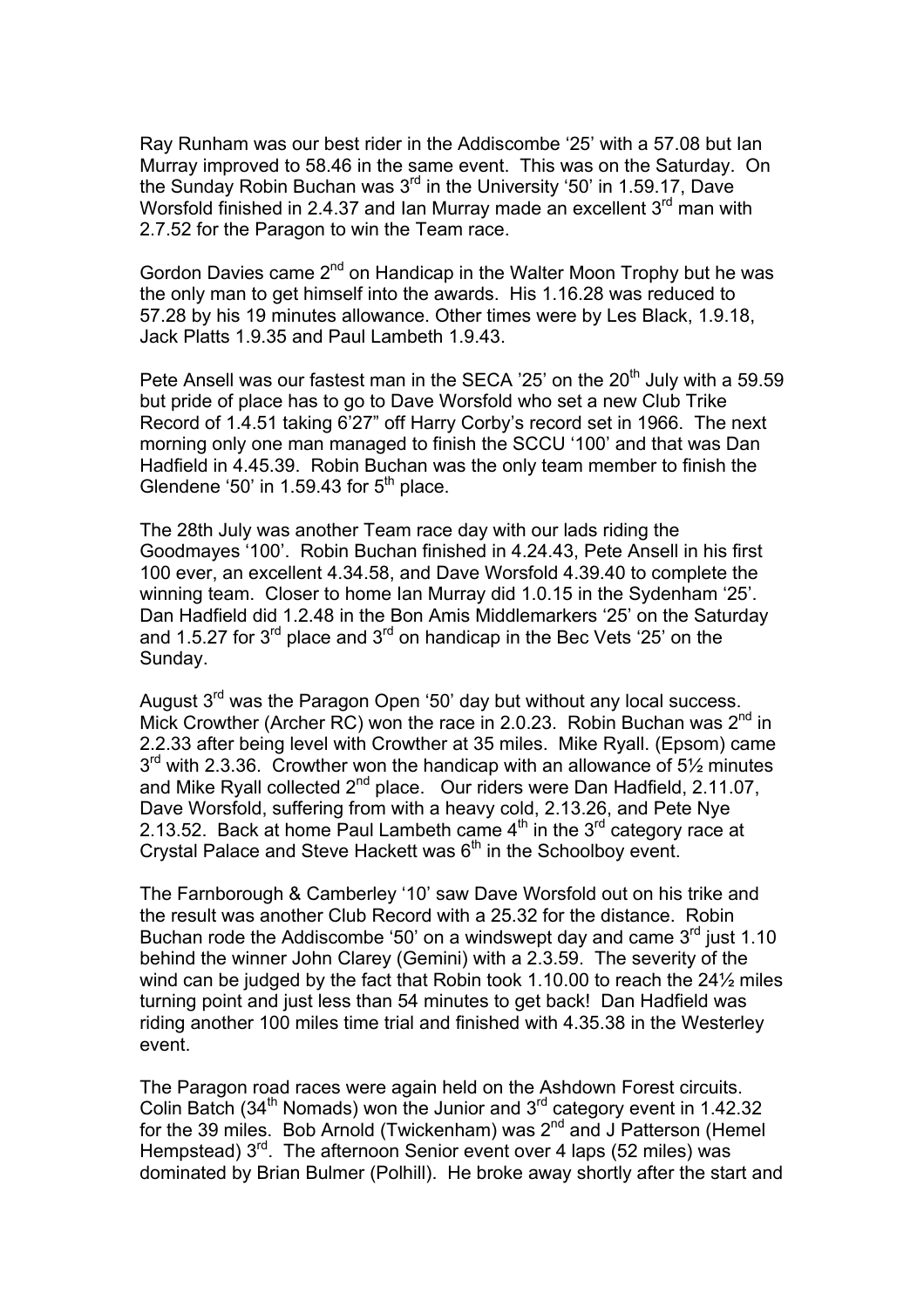Ray Runham was our best rider in the Addiscombe '25' with a 57.08 but Ian Murray improved to 58.46 in the same event. This was on the Saturday. On the Sunday Robin Buchan was 3rd in the University '50' in 1.59.17, Dave Worsfold finished in 2.4.37 and Ian Murray made an excellent 3rd man with 2.7.52 for the Paragon to win the Team race.

Gordon Davies came 2nd on Handicap in the Walter Moon Trophy but he was the only man to get himself into the awards. His 1.16.28 was reduced to 57.28 by his 19 minutes allowance. Other times were by Les Black, 1.9.18, Jack Platts 1.9.35 and Paul Lambeth 1.9.43.

Pete Ansell was our fastest man in the SECA '25' on the 20th July with a 59.59 but pride of place has to go to Dave Worsfold who set a new Club Trike Record of 1.4.51 taking 6'27" off Harry Corby's record set in 1966. The next morning only one man managed to finish the SCCU '100' and that was Dan Hadfield in 4.45.39. Robin Buchan was the only team member to finish the Glendene '50' in 1.59.43 for 5th place.

The 28th July was another Team race day with our lads riding the Goodmayes '100'. Robin Buchan finished in 4.24.43, Pete Ansell in his first 100 ever, an excellent 4.34.58, and Dave Worsfold 4.39.40 to complete the winning team. Closer to home Ian Murray did 1.0.15 in the Sydenham '25'. Dan Hadfield did 1.2.48 in the Bon Amis Middlemarkers '25' on the Saturday and 1.5.27 for 3rd place and 3rd on handicap in the Bec Vets '25' on the Sunday.

August 3rd was the Paragon Open '50' day but without any local success. Mick Crowther (Archer RC) won the race in 2.0.23. Robin Buchan was 2nd in 2.2.33 after being level with Crowther at 35 miles. Mike Ryall. (Epsom) came 3rd with 2.3.36. Crowther won the handicap with an allowance of 5½ minutes and Mike Ryall collected 2nd place. Our riders were Dan Hadfield, 2.11.07, Dave Worsfold, suffering from with a heavy cold, 2.13.26, and Pete Nye 2.13.52. Back at home Paul Lambeth came 4th in the 3rd category race at Crystal Palace and Steve Hackett was 6th in the Schoolboy event.

The Farnborough & Camberley '10' saw Dave Worsfold out on his trike and the result was another Club Record with a 25.32 for the distance. Robin Buchan rode the Addiscombe '50' on a windswept day and came 3rd just 1.10 behind the winner John Clarey (Gemini) with a 2.3.59. The severity of the wind can be judged by the fact that Robin took 1.10.00 to reach the 24½ miles turning point and just less than 54 minutes to get back! Dan Hadfield was riding another 100 miles time trial and finished with 4.35.38 in the Westerley event.

The Paragon road races were again held on the Ashdown Forest circuits. Colin Batch (34th Nomads) won the Junior and 3rd category event in 1.42.32 for the 39 miles. Bob Arnold (Twickenham) was 2nd and J Patterson (Hemel Hempstead) 3rd. The afternoon Senior event over 4 laps (52 miles) was dominated by Brian Bulmer (Polhill). He broke away shortly after the start and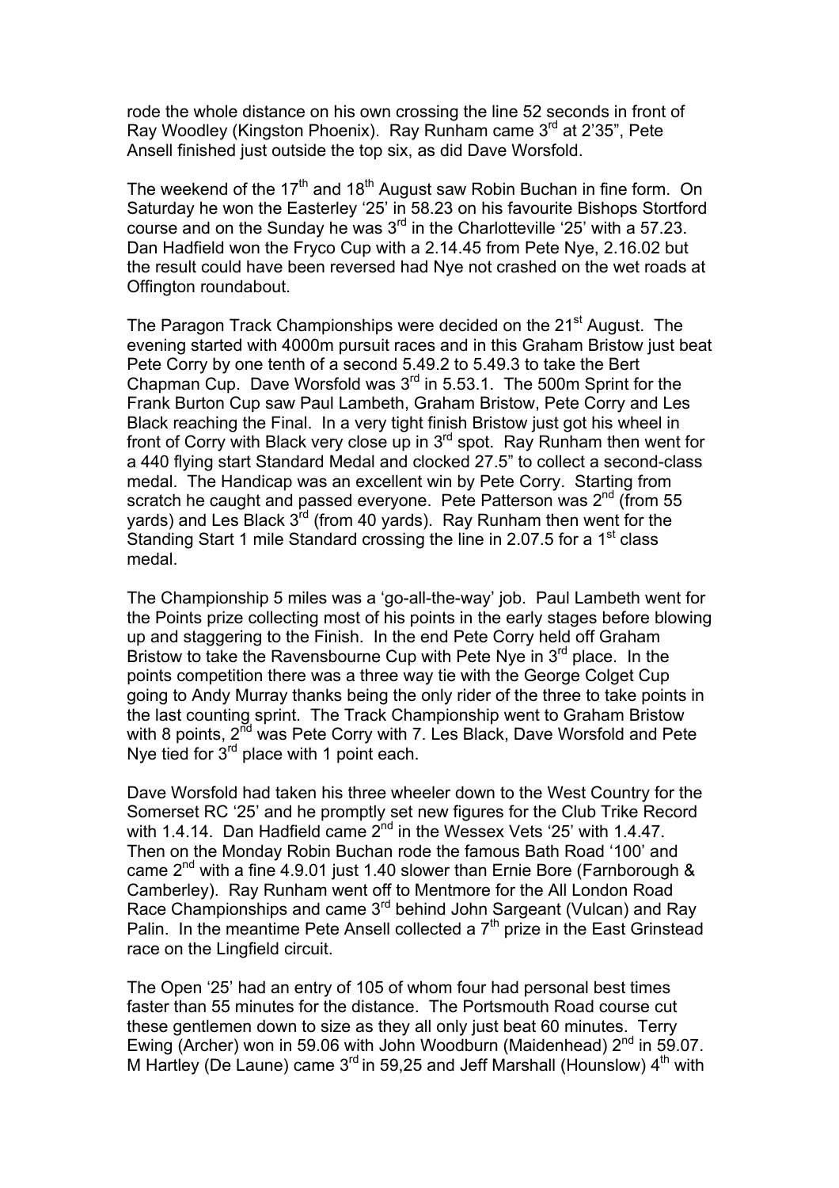rode the whole distance on his own crossing the line 52 seconds in front of Ray Woodley (Kingston Phoenix). Ray Runham came 3rd at 2'35", Pete Ansell finished just outside the top six, as did Dave Worsfold.

The weekend of the 17th and 18th August saw Robin Buchan in fine form. On Saturday he won the Easterley '25' in 58.23 on his favourite Bishops Stortford course and on the Sunday he was 3rd in the Charlotteville '25' with a 57.23. Dan Hadfield won the Fryco Cup with a 2.14.45 from Pete Nye, 2.16.02 but the result could have been reversed had Nye not crashed on the wet roads at Offington roundabout.

The Paragon Track Championships were decided on the 21st August. The evening started with 4000m pursuit races and in this Graham Bristow just beat Pete Corry by one tenth of a second 5.49.2 to 5.49.3 to take the Bert Chapman Cup. Dave Worsfold was 3rd in 5.53.1. The 500m Sprint for the Frank Burton Cup saw Paul Lambeth, Graham Bristow, Pete Corry and Les Black reaching the Final. In a very tight finish Bristow just got his wheel in front of Corry with Black very close up in 3rd spot. Ray Runham then went for a 440 flying start Standard Medal and clocked 27.5" to collect a second-class medal. The Handicap was an excellent win by Pete Corry. Starting from scratch he caught and passed everyone. Pete Patterson was 2nd (from 55 yards) and Les Black 3rd (from 40 yards). Ray Runham then went for the Standing Start 1 mile Standard crossing the line in 2.07.5 for a 1st class medal.

The Championship 5 miles was a 'go-all-the-way' job. Paul Lambeth went for the Points prize collecting most of his points in the early stages before blowing up and staggering to the Finish. In the end Pete Corry held off Graham Bristow to take the Ravensbourne Cup with Pete Nye in 3rd place. In the points competition there was a three way tie with the George Colget Cup going to Andy Murray thanks being the only rider of the three to take points in the last counting sprint. The Track Championship went to Graham Bristow with 8 points, 2nd was Pete Corry with 7. Les Black, Dave Worsfold and Pete Nye tied for 3rd place with 1 point each.

Dave Worsfold had taken his three wheeler down to the West Country for the Somerset RC '25' and he promptly set new figures for the Club Trike Record with 1.4.14. Dan Hadfield came 2nd in the Wessex Vets '25' with 1.4.47. Then on the Monday Robin Buchan rode the famous Bath Road '100' and came 2nd with a fine 4.9.01 just 1.40 slower than Ernie Bore (Farnborough & Camberley). Ray Runham went off to Mentmore for the All London Road Race Championships and came 3rd behind John Sargeant (Vulcan) and Ray Palin. In the meantime Pete Ansell collected a 7th prize in the East Grinstead race on the Lingfield circuit.

The Open '25' had an entry of 105 of whom four had personal best times faster than 55 minutes for the distance. The Portsmouth Road course cut these gentlemen down to size as they all only just beat 60 minutes. Terry Ewing (Archer) won in 59.06 with John Woodburn (Maidenhead) 2nd in 59.07. M Hartley (De Laune) came 3rd in 59,25 and Jeff Marshall (Hounslow) 4th with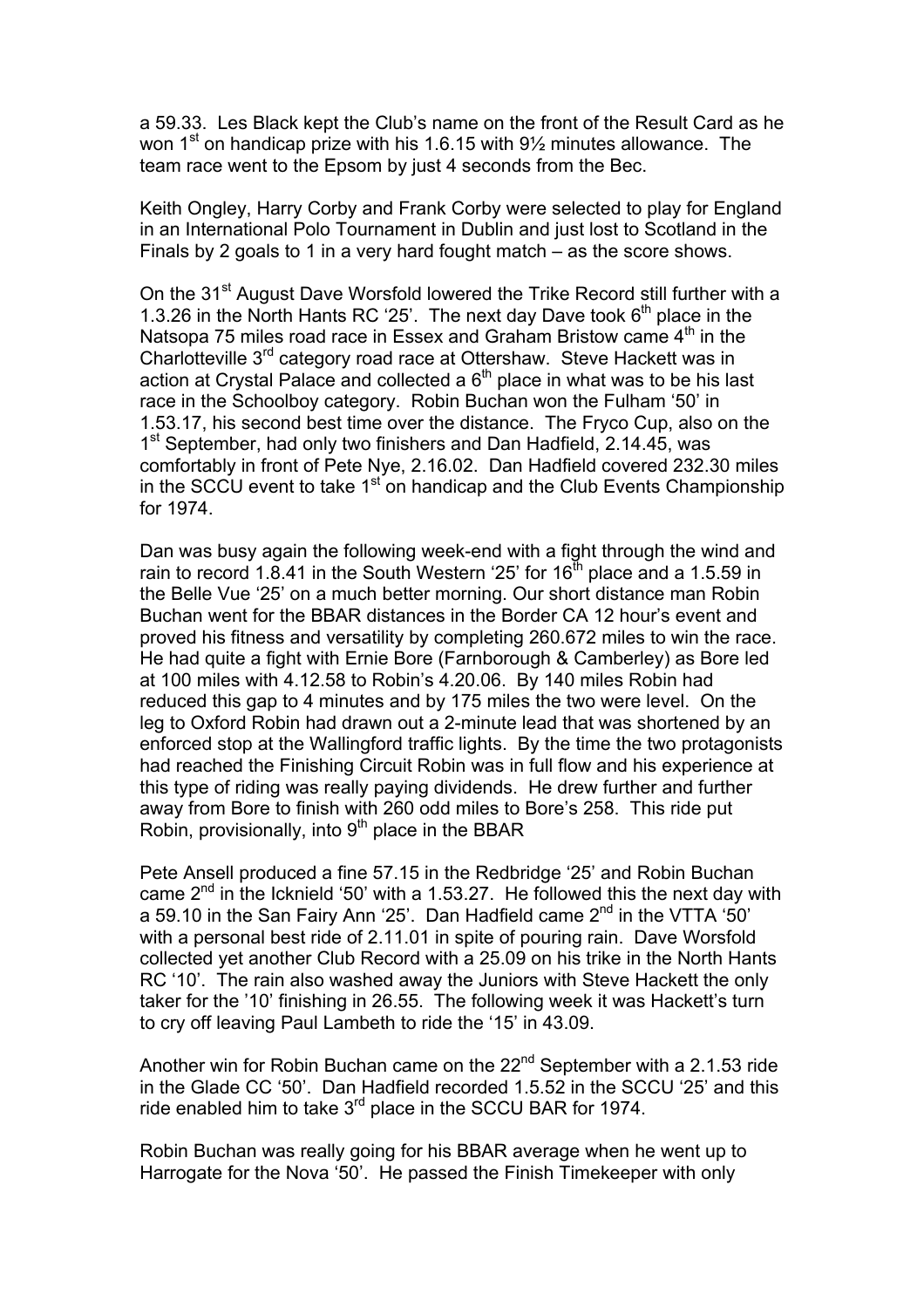a 59.33. Les Black kept the Club's name on the front of the Result Card as he won 1st on handicap prize with his 1.6.15 with 9½ minutes allowance. The team race went to the Epsom by just 4 seconds from the Bec.

Keith Ongley, Harry Corby and Frank Corby were selected to play for England in an International Polo Tournament in Dublin and just lost to Scotland in the Finals by 2 goals to 1 in a very hard fought match – as the score shows.

On the 31st August Dave Worsfold lowered the Trike Record still further with a 1.3.26 in the North Hants RC '25'. The next day Dave took 6th place in the Natsopa 75 miles road race in Essex and Graham Bristow came 4th in the Charlotteville 3rd category road race at Ottershaw. Steve Hackett was in action at Crystal Palace and collected a 6th place in what was to be his last race in the Schoolboy category. Robin Buchan won the Fulham '50' in 1.53.17, his second best time over the distance. The Fryco Cup, also on the 1st September, had only two finishers and Dan Hadfield, 2.14.45, was comfortably in front of Pete Nye, 2.16.02. Dan Hadfield covered 232.30 miles in the SCCU event to take 1st on handicap and the Club Events Championship for 1974.

Dan was busy again the following week-end with a fight through the wind and rain to record 1.8.41 in the South Western '25' for 16th place and a 1.5.59 in the Belle Vue '25' on a much better morning. Our short distance man Robin Buchan went for the BBAR distances in the Border CA 12 hour's event and proved his fitness and versatility by completing 260.672 miles to win the race. He had quite a fight with Ernie Bore (Farnborough & Camberley) as Bore led at 100 miles with 4.12.58 to Robin's 4.20.06. By 140 miles Robin had reduced this gap to 4 minutes and by 175 miles the two were level. On the leg to Oxford Robin had drawn out a 2-minute lead that was shortened by an enforced stop at the Wallingford traffic lights. By the time the two protagonists had reached the Finishing Circuit Robin was in full flow and his experience at this type of riding was really paying dividends. He drew further and further away from Bore to finish with 260 odd miles to Bore's 258. This ride put Robin, provisionally, into 9th place in the BBAR

Pete Ansell produced a fine 57.15 in the Redbridge '25' and Robin Buchan came 2nd in the Icknield '50' with a 1.53.27. He followed this the next day with a 59.10 in the San Fairy Ann '25'. Dan Hadfield came 2nd in the VTTA '50' with a personal best ride of 2.11.01 in spite of pouring rain. Dave Worsfold collected yet another Club Record with a 25.09 on his trike in the North Hants RC '10'. The rain also washed away the Juniors with Steve Hackett the only taker for the '10' finishing in 26.55. The following week it was Hackett's turn to cry off leaving Paul Lambeth to ride the '15' in 43.09.

Another win for Robin Buchan came on the 22nd September with a 2.1.53 ride in the Glade CC '50'. Dan Hadfield recorded 1.5.52 in the SCCU '25' and this ride enabled him to take 3rd place in the SCCU BAR for 1974.

Robin Buchan was really going for his BBAR average when he went up to Harrogate for the Nova '50'. He passed the Finish Timekeeper with only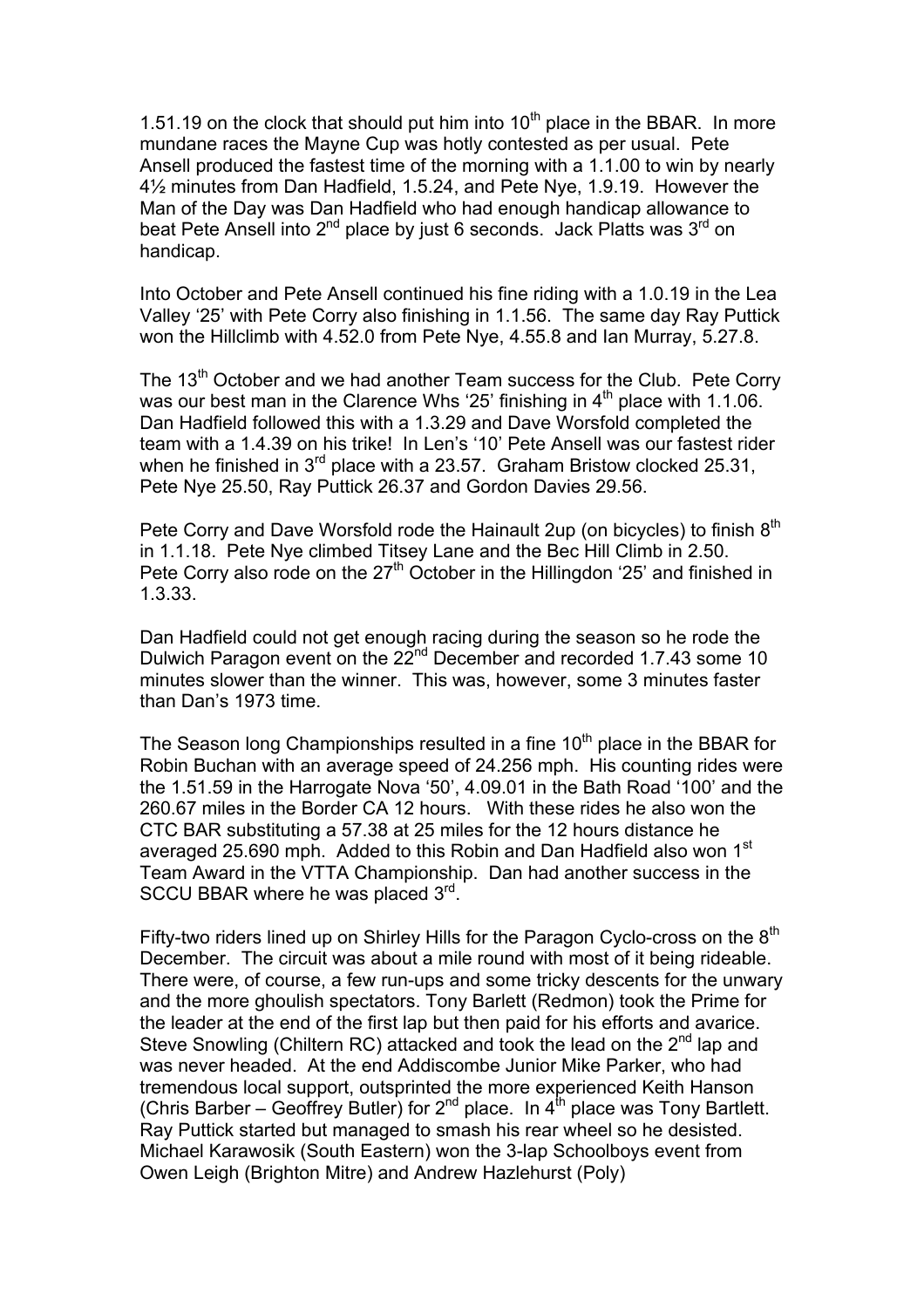1.51.19 on the clock that should put him into 10th place in the BBAR. In more mundane races the Mayne Cup was hotly contested as per usual. Pete Ansell produced the fastest time of the morning with a 1.1.00 to win by nearly 4½ minutes from Dan Hadfield, 1.5.24, and Pete Nye, 1.9.19. However the Man of the Day was Dan Hadfield who had enough handicap allowance to beat Pete Ansell into 2nd place by just 6 seconds. Jack Platts was 3rd on handicap.

Into October and Pete Ansell continued his fine riding with a 1.0.19 in the Lea Valley '25' with Pete Corry also finishing in 1.1.56. The same day Ray Puttick won the Hillclimb with 4.52.0 from Pete Nye, 4.55.8 and Ian Murray, 5.27.8.

The 13th October and we had another Team success for the Club. Pete Corry was our best man in the Clarence Whs '25' finishing in 4th place with 1.1.06. Dan Hadfield followed this with a 1.3.29 and Dave Worsfold completed the team with a 1.4.39 on his trike! In Len's '10' Pete Ansell was our fastest rider when he finished in 3rd place with a 23.57. Graham Bristow clocked 25.31, Pete Nye 25.50, Ray Puttick 26.37 and Gordon Davies 29.56.

Pete Corry and Dave Worsfold rode the Hainault 2up (on bicycles) to finish 8th in 1.1.18. Pete Nye climbed Titsey Lane and the Bec Hill Climb in 2.50. Pete Corry also rode on the 27th October in the Hillingdon '25' and finished in 1.3.33.

Dan Hadfield could not get enough racing during the season so he rode the Dulwich Paragon event on the 22nd December and recorded 1.7.43 some 10 minutes slower than the winner. This was, however, some 3 minutes faster than Dan's 1973 time.

The Season long Championships resulted in a fine 10th place in the BBAR for Robin Buchan with an average speed of 24.256 mph. His counting rides were the 1.51.59 in the Harrogate Nova '50', 4.09.01 in the Bath Road '100' and the 260.67 miles in the Border CA 12 hours. With these rides he also won the CTC BAR substituting a 57.38 at 25 miles for the 12 hours distance he averaged 25.690 mph. Added to this Robin and Dan Hadfield also won 1st Team Award in the VTTA Championship. Dan had another success in the SCCU BBAR where he was placed 3rd.

Fifty-two riders lined up on Shirley Hills for the Paragon Cyclo-cross on the 8th December. The circuit was about a mile round with most of it being rideable. There were, of course, a few run-ups and some tricky descents for the unwary and the more ghoulish spectators. Tony Barlett (Redmon) took the Prime for the leader at the end of the first lap but then paid for his efforts and avarice. Steve Snowling (Chiltern RC) attacked and took the lead on the 2nd lap and was never headed. At the end Addiscombe Junior Mike Parker, who had tremendous local support, outsprinted the more experienced Keith Hanson (Chris Barber – Geoffrey Butler) for 2nd place. In 4th place was Tony Bartlett. Ray Puttick started but managed to smash his rear wheel so he desisted. Michael Karawosik (South Eastern) won the 3-lap Schoolboys event from Owen Leigh (Brighton Mitre) and Andrew Hazlehurst (Poly)